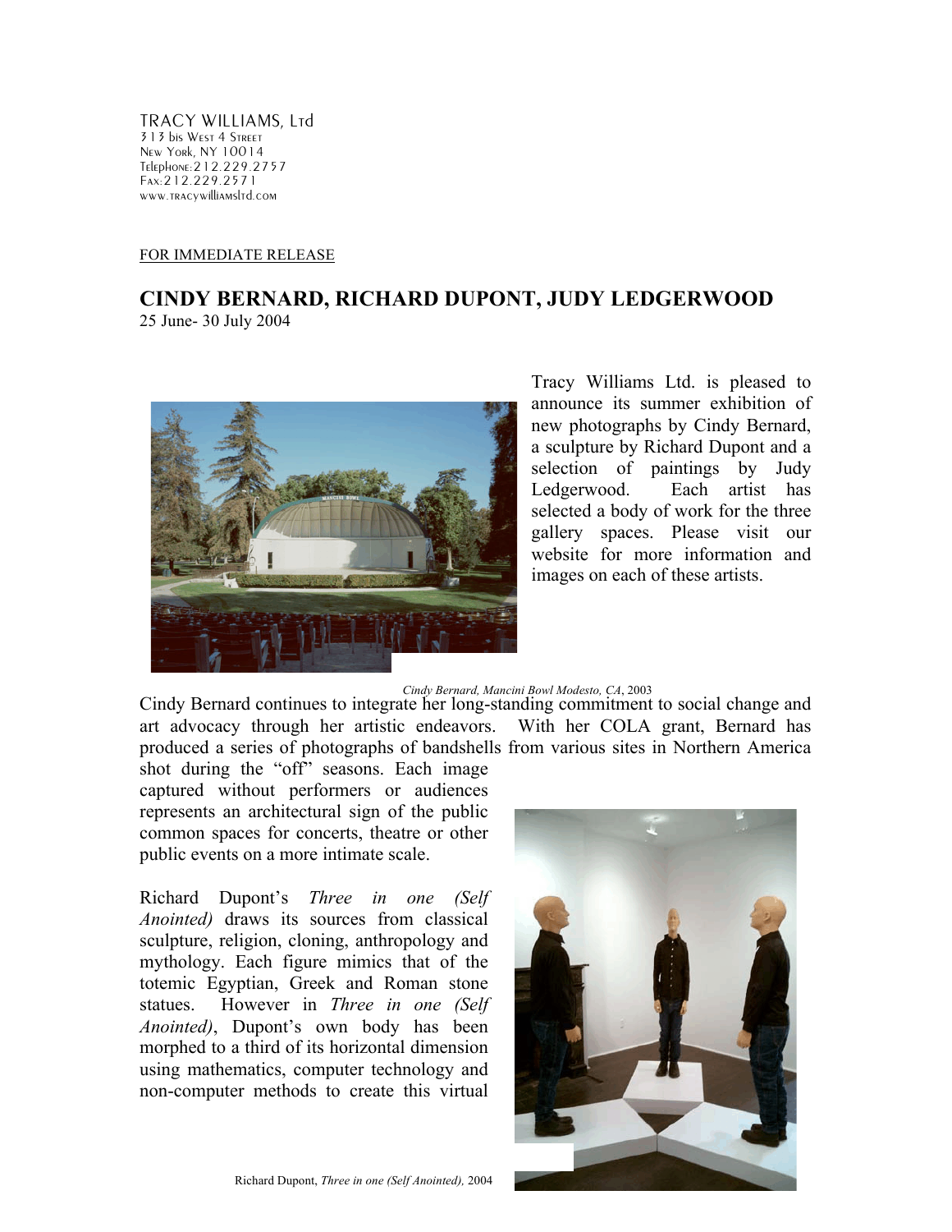TRACY WILLIAMS, Ltd
313 bis West 4 Street
New York, NY 10014
Telephone: 212.229.2757
Fax: 212.229.2571
www.tracywilliamsltd.com

FOR IMMEDIATE RELEASE

## CINDY BERNARD, RICHARD DUPONT, JUDY LEDGERWOOD

25 June- 30 July 2004

Tracy Williams Ltd. is pleased to announce its summer exhibition of new photographs by Cindy Bernard, a sculpture by Richard Dupont and a selection of paintings by Judy Ledgerwood. Each artist has selected a body of work for the three gallery spaces. Please visit our website for more information and images on each of these artists.

*Cindy Bernard, Mancini Bowl Modesto, CA*, 2003

Cindy Bernard continues to integrate her long-standing commitment to social change and art advocacy through her artistic endeavors. With her COLA grant, Bernard has produced a series of photographs of bandshells from various sites in Northern America shot during the "off" seasons. Each image captured without performers or audiences represents an architectural sign of the public common spaces for concerts, theatre or other public events on a more intimate scale.

Richard Dupont's *Three in one (Self Anointed)* draws its sources from classical sculpture, religion, cloning, anthropology and mythology. Each figure mimics that of the totemic Egyptian, Greek and Roman stone statues. However in *Three in one (Self Anointed)*, Dupont's own body has been morphed to a third of its horizontal dimension using mathematics, computer technology and non-computer methods to create this virtual

Richard Dupont, *Three in one (Self Anointed)*, 2004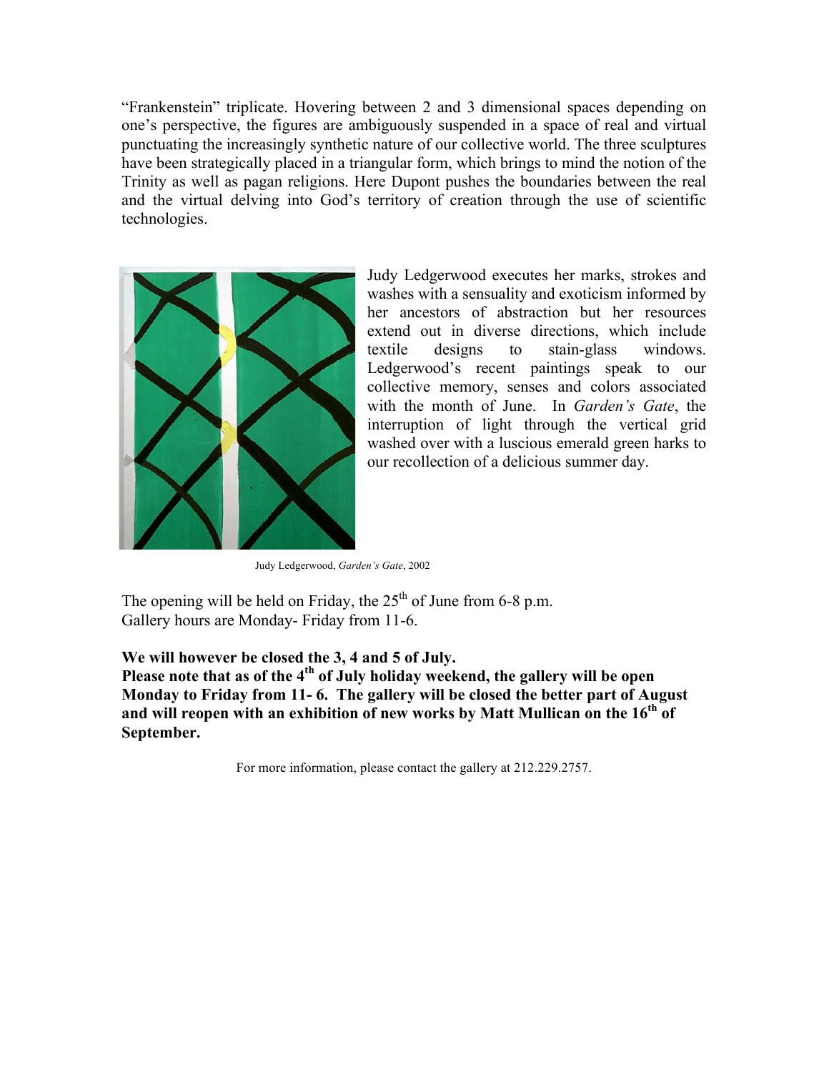"Frankenstein" triplicate. Hovering between 2 and 3 dimensional spaces depending on one's perspective, the figures are ambiguously suspended in a space of real and virtual punctuating the increasingly synthetic nature of our collective world. The three sculptures have been strategically placed in a triangular form, which brings to mind the notion of the Trinity as well as pagan religions. Here Dupont pushes the boundaries between the real and the virtual delving into God's territory of creation through the use of scientific technologies.

Judy Ledgerwood executes her marks, strokes and washes with a sensuality and exoticism informed by her ancestors of abstraction but her resources extend out in diverse directions, which include textile designs to stain-glass windows. Ledgerwood's recent paintings speak to our collective memory, senses and colors associated with the month of June. In *Garden's Gate*, the interruption of light through the vertical grid washed over with a luscious emerald green harks to our recollection of a delicious summer day.

Judy Ledgerwood, *Garden's Gate*, 2002

The opening will be held on Friday, the 25th of June from 6-8 p.m.
Gallery hours are Monday- Friday from 11-6.

**We will however be closed the 3, 4 and 5 of July.**
**Please note that as of the 4th of July holiday weekend, the gallery will be open Monday to Friday from 11- 6. The gallery will be closed the better part of August and will reopen with an exhibition of new works by Matt Mullican on the 16th of September.**

For more information, please contact the gallery at 212.229.2757.